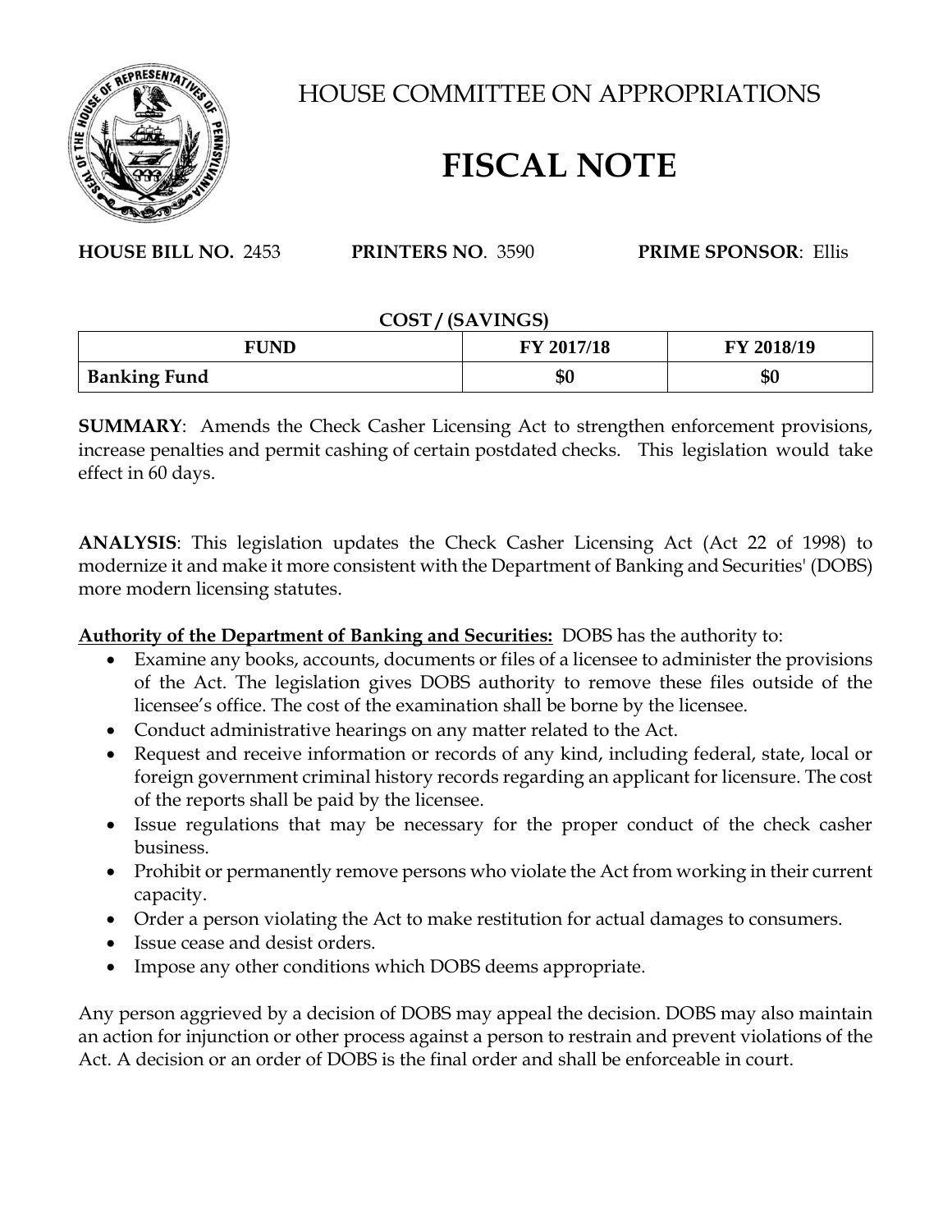# HOUSE COMMITTEE ON APPROPRIATIONS

# FISCAL NOTE

**HOUSE BILL NO.** 2453 **PRINTERS NO**. 3590 **PRIME SPONSOR**: Ellis

**COST / (SAVINGS)**

| FUND | FY 2017/18 | FY 2018/19 |
|---|---|---|
| **Banking Fund** | **$0** | **$0** |

**SUMMARY**: Amends the Check Casher Licensing Act to strengthen enforcement provisions, increase penalties and permit cashing of certain postdated checks. This legislation would take effect in 60 days.

**ANALYSIS**: This legislation updates the Check Casher Licensing Act (Act 22 of 1998) to modernize it and make it more consistent with the Department of Banking and Securities' (DOBS) more modern licensing statutes.

**Authority of the Department of Banking and Securities:** DOBS has the authority to:

- Examine any books, accounts, documents or files of a licensee to administer the provisions of the Act. The legislation gives DOBS authority to remove these files outside of the licensee's office. The cost of the examination shall be borne by the licensee.
- Conduct administrative hearings on any matter related to the Act.
- Request and receive information or records of any kind, including federal, state, local or foreign government criminal history records regarding an applicant for licensure. The cost of the reports shall be paid by the licensee.
- Issue regulations that may be necessary for the proper conduct of the check casher business.
- Prohibit or permanently remove persons who violate the Act from working in their current capacity.
- Order a person violating the Act to make restitution for actual damages to consumers.
- Issue cease and desist orders.
- Impose any other conditions which DOBS deems appropriate.

Any person aggrieved by a decision of DOBS may appeal the decision. DOBS may also maintain an action for injunction or other process against a person to restrain and prevent violations of the Act. A decision or an order of DOBS is the final order and shall be enforceable in court.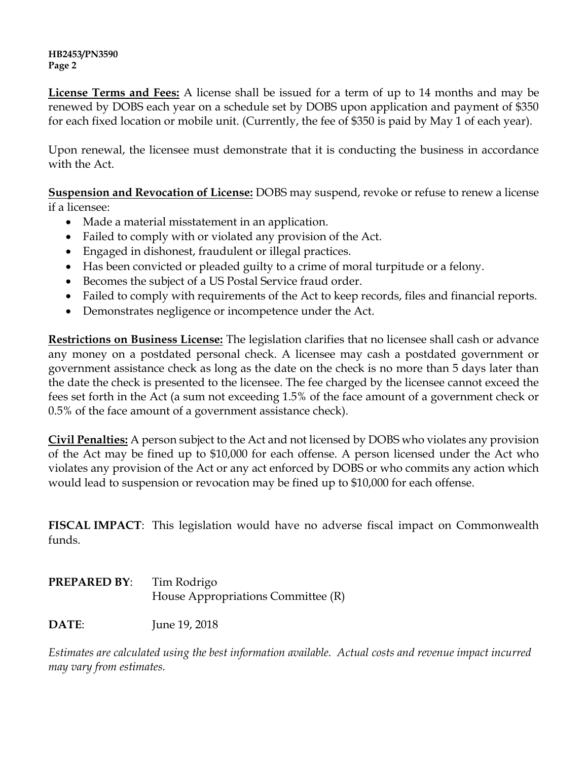**License Terms and Fees:** A license shall be issued for a term of up to 14 months and may be renewed by DOBS each year on a schedule set by DOBS upon application and payment of $350 for each fixed location or mobile unit. (Currently, the fee of $350 is paid by May 1 of each year).

Upon renewal, the licensee must demonstrate that it is conducting the business in accordance with the Act.

**Suspension and Revocation of License:** DOBS may suspend, revoke or refuse to renew a license if a licensee:

- Made a material misstatement in an application.
- Failed to comply with or violated any provision of the Act.
- Engaged in dishonest, fraudulent or illegal practices.
- Has been convicted or pleaded guilty to a crime of moral turpitude or a felony.
- Becomes the subject of a US Postal Service fraud order.
- Failed to comply with requirements of the Act to keep records, files and financial reports.
- Demonstrates negligence or incompetence under the Act.

**Restrictions on Business License:** The legislation clarifies that no licensee shall cash or advance any money on a postdated personal check. A licensee may cash a postdated government or government assistance check as long as the date on the check is no more than 5 days later than the date the check is presented to the licensee. The fee charged by the licensee cannot exceed the fees set forth in the Act (a sum not exceeding 1.5% of the face amount of a government check or 0.5% of the face amount of a government assistance check).

**Civil Penalties:** A person subject to the Act and not licensed by DOBS who violates any provision of the Act may be fined up to $10,000 for each offense. A person licensed under the Act who violates any provision of the Act or any act enforced by DOBS or who commits any action which would lead to suspension or revocation may be fined up to $10,000 for each offense.

**FISCAL IMPACT**: This legislation would have no adverse fiscal impact on Commonwealth funds.

**PREPARED BY**: Tim Rodrigo
House Appropriations Committee (R)

**DATE**: June 19, 2018

*Estimates are calculated using the best information available. Actual costs and revenue impact incurred may vary from estimates.*